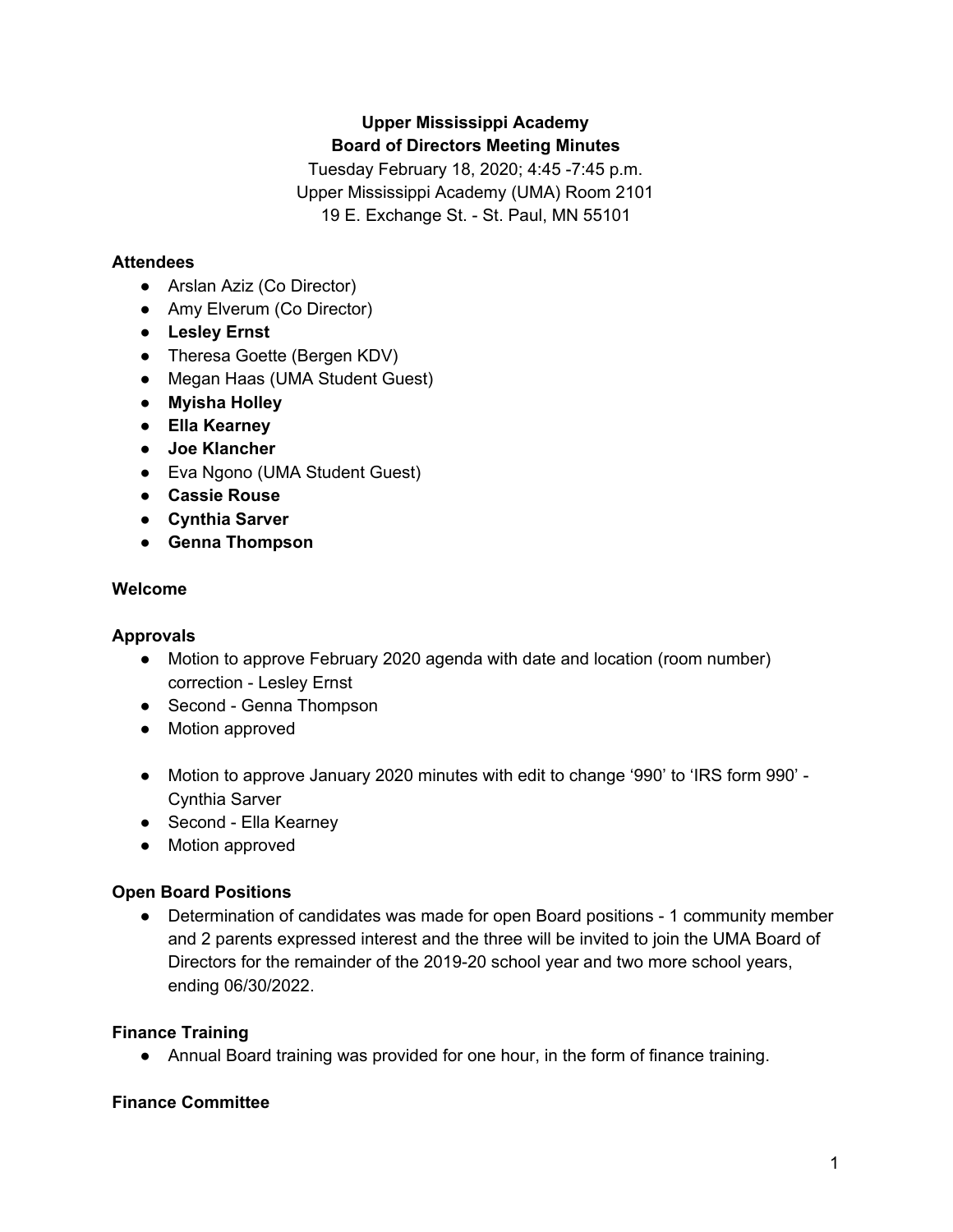**Upper Mississippi Academy**
**Board of Directors Meeting Minutes**

Tuesday February 18, 2020; 4:45 -7:45 p.m.
Upper Mississippi Academy (UMA) Room 2101
19 E. Exchange St. - St. Paul, MN 55101

**Attendees**

- Arslan Aziz (Co Director)
- Amy Elverum (Co Director)
- **Lesley Ernst**
- Theresa Goette (Bergen KDV)
- Megan Haas (UMA Student Guest)
- **Myisha Holley**
- **Ella Kearney**
- **Joe Klancher**
- Eva Ngono (UMA Student Guest)
- **Cassie Rouse**
- **Cynthia Sarver**
- **Genna Thompson**

**Welcome**

**Approvals**

- Motion to approve February 2020 agenda with date and location (room number) correction - Lesley Ernst
- Second - Genna Thompson
- Motion approved

- Motion to approve January 2020 minutes with edit to change '990' to 'IRS form 990' - Cynthia Sarver
- Second - Ella Kearney
- Motion approved

**Open Board Positions**

- Determination of candidates was made for open Board positions - 1 community member and 2 parents expressed interest and the three will be invited to join the UMA Board of Directors for the remainder of the 2019-20 school year and two more school years, ending 06/30/2022.

**Finance Training**

- Annual Board training was provided for one hour, in the form of finance training.

**Finance Committee**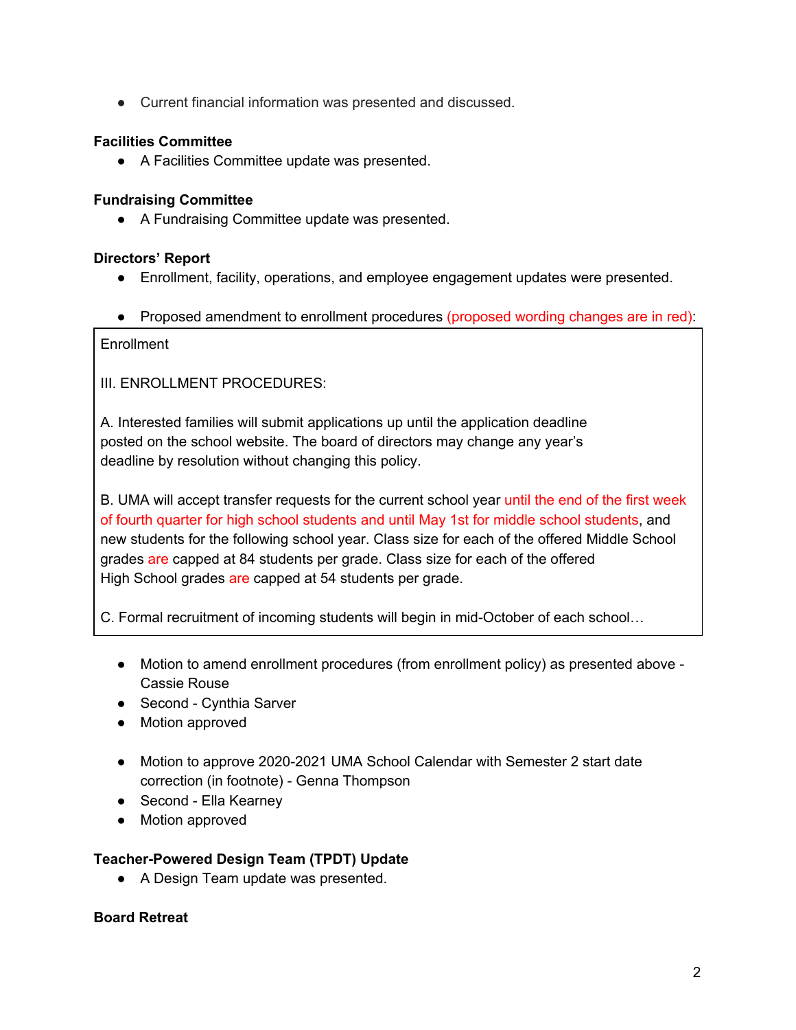- Current financial information was presented and discussed.

**Facilities Committee**

- A Facilities Committee update was presented.

**Fundraising Committee**

- A Fundraising Committee update was presented.

**Directors' Report**

- Enrollment, facility, operations, and employee engagement updates were presented.

- Proposed amendment to enrollment procedures (proposed wording changes are in red):

> Enrollment
>
> III. ENROLLMENT PROCEDURES:
>
> A. Interested families will submit applications up until the application deadline posted on the school website. The board of directors may change any year's deadline by resolution without changing this policy.
>
> B. UMA will accept transfer requests for the current school year until the end of the first week of fourth quarter for high school students and until May 1st for middle school students, and new students for the following school year. Class size for each of the offered Middle School grades are capped at 84 students per grade. Class size for each of the offered High School grades are capped at 54 students per grade.
>
> C. Formal recruitment of incoming students will begin in mid-October of each school…

- Motion to amend enrollment procedures (from enrollment policy) as presented above - Cassie Rouse
- Second - Cynthia Sarver
- Motion approved

- Motion to approve 2020-2021 UMA School Calendar with Semester 2 start date correction (in footnote) - Genna Thompson
- Second - Ella Kearney
- Motion approved

**Teacher-Powered Design Team (TPDT) Update**

- A Design Team update was presented.

**Board Retreat**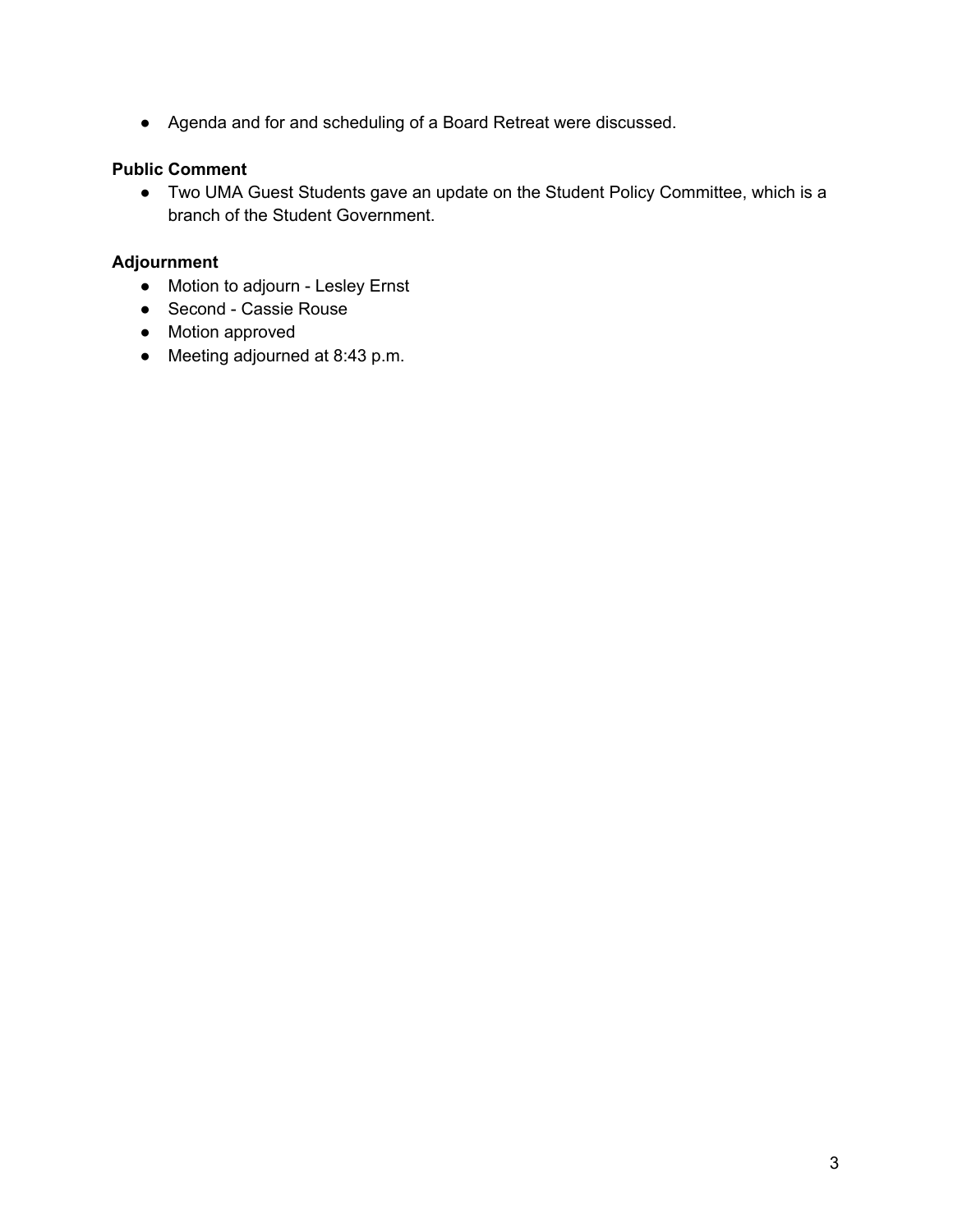- Agenda and for and scheduling of a Board Retreat were discussed.

**Public Comment**

- Two UMA Guest Students gave an update on the Student Policy Committee, which is a branch of the Student Government.

**Adjournment**

- Motion to adjourn - Lesley Ernst
- Second - Cassie Rouse
- Motion approved
- Meeting adjourned at 8:43 p.m.